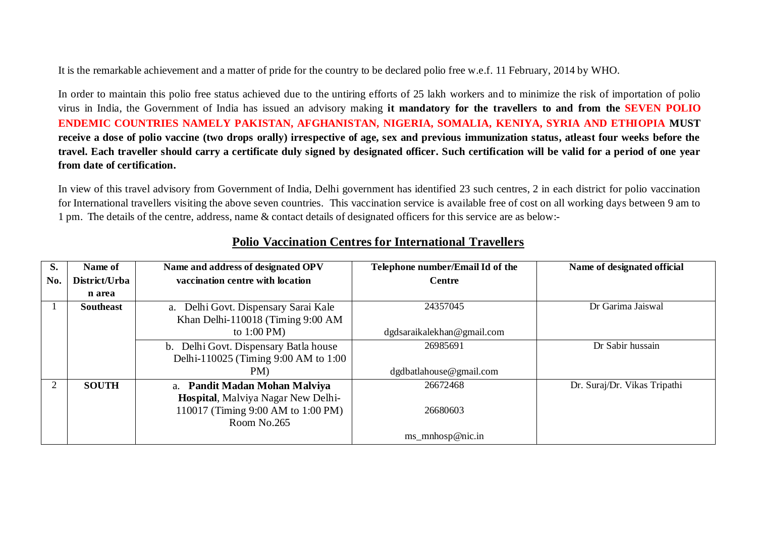It is the remarkable achievement and a matter of pride for the country to be declared polio free w.e.f. 11 February, 2014 by WHO.

In order to maintain this polio free status achieved due to the untiring efforts of 25 lakh workers and to minimize the risk of importation of polio virus in India, the Government of India has issued an advisory making **it mandatory for the travellers to and from the SEVEN POLIO ENDEMIC COUNTRIES NAMELY PAKISTAN, AFGHANISTAN, NIGERIA, SOMALIA, KENIYA, SYRIA AND ETHIOPIA MUST receive a dose of polio vaccine (two drops orally) irrespective of age, sex and previous immunization status, atleast four weeks before the travel. Each traveller should carry a certificate duly signed by designated officer. Such certification will be valid for a period of one year from date of certification.**

In view of this travel advisory from Government of India, Delhi government has identified 23 such centres, 2 in each district for polio vaccination for International travellers visiting the above seven countries. This vaccination service is available free of cost on all working days between 9 am to 1 pm. The details of the centre, address, name & contact details of designated officers for this service are as below:-

## Polio Vaccination Centres for International Travellers

| S. No. | Name of District/Urban area | Name and address of designated OPV vaccination centre with location | Telephone number/Email Id of the Centre | Name of designated official |
|---|---|---|---|---|
| 1 | **Southeast** | a. Delhi Govt. Dispensary Sarai Kale Khan Delhi-110018 (Timing 9:00 AM to 1:00 PM) | 24357045<br><br>dgdsaraikalekhan@gmail.com | Dr Garima Jaiswal |
| | | b. Delhi Govt. Dispensary Batla house Delhi-110025 (Timing 9:00 AM to 1:00 PM) | 26985691<br><br>dgdbatlahouse@gmail.com | Dr Sabir hussain |
| 2 | **SOUTH** | a. **Pandit Madan Mohan Malviya Hospital**, Malviya Nagar New Delhi-110017 (Timing 9:00 AM to 1:00 PM) Room No.265 | 26672468<br><br>26680603<br><br>ms_mnhosp@nic.in | Dr. Suraj/Dr. Vikas Tripathi |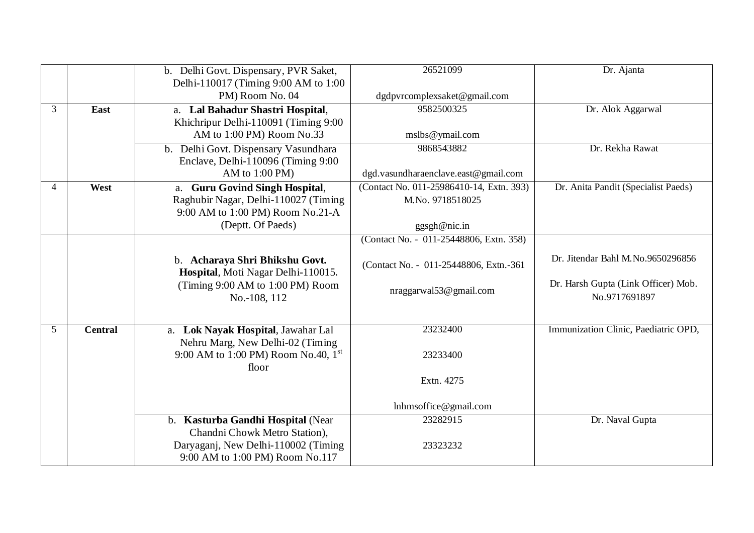| | | | | |
|---|---|---|---|---|
| | | b. Delhi Govt. Dispensary, PVR Saket, Delhi-110017 (Timing 9:00 AM to 1:00 PM) Room No. 04 | 26521099<br><br>dgdpvrcomplexsaket@gmail.com | Dr. Ajanta |
| 3 | **East** | a. **Lal Bahadur Shastri Hospital**, Khichripur Delhi-110091 (Timing 9:00 AM to 1:00 PM) Room No.33 | 9582500325<br><br>mslbs@ymail.com | Dr. Alok Aggarwal |
| | | b. Delhi Govt. Dispensary Vasundhara Enclave, Delhi-110096 (Timing 9:00 AM to 1:00 PM) | 9868543882<br><br>dgd.vasundharaenclave.east@gmail.com | Dr. Rekha Rawat |
| 4 | **West** | a. **Guru Govind Singh Hospital**, Raghubir Nagar, Delhi-110027 (Timing 9:00 AM to 1:00 PM) Room No.21-A (Deptt. Of Paeds) | (Contact No. 011-25986410-14, Extn. 393) M.No. 9718518025<br><br>ggsgh@nic.in | Dr. Anita Pandit (Specialist Paeds) |
| | | b. **Acharaya Shri Bhikshu Govt. Hospital**, Moti Nagar Delhi-110015. (Timing 9:00 AM to 1:00 PM) Room No.-108, 112 | (Contact No. - 011-25448806, Extn. 358)<br><br>(Contact No. - 011-25448806, Extn.-361<br><br>nraggarwal53@gmail.com | Dr. Jitendar Bahl M.No.9650296856<br><br>Dr. Harsh Gupta (Link Officer) Mob. No.9717691897 |
| 5 | **Central** | a. **Lok Nayak Hospital**, Jawahar Lal Nehru Marg, New Delhi-02 (Timing 9:00 AM to 1:00 PM) Room No.40, 1st floor | 23232400<br><br>23233400<br><br>Extn. 4275<br><br>lnhmsoffice@gmail.com | Immunization Clinic, Paediatric OPD, |
| | | b. **Kasturba Gandhi Hospital** (Near Chandni Chowk Metro Station), Daryaganj, New Delhi-110002 (Timing 9:00 AM to 1:00 PM) Room No.117 | 23282915<br><br>23323232 | Dr. Naval Gupta |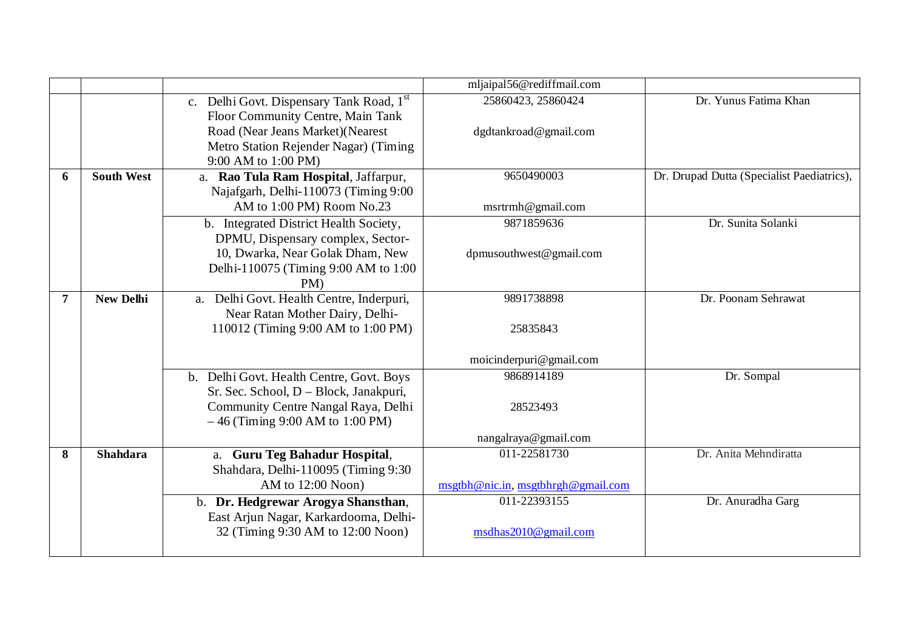| | | | | |
|---|---|---|---|---|
| | | | mljaipal56@rediffmail.com | |
| | | c. Delhi Govt. Dispensary Tank Road, 1[st] Floor Community Centre, Main Tank Road (Near Jeans Market)(Nearest Metro Station Rejender Nagar) (Timing 9:00 AM to 1:00 PM) | 25860423, 25860424<br><br>dgdtankroad@gmail.com | Dr. Yunus Fatima Khan |
| **6** | **South West** | a. **Rao Tula Ram Hospital**, Jaffarpur, Najafgarh, Delhi-110073 (Timing 9:00 AM to 1:00 PM) Room No.23 | 9650490003<br><br>msrtrmh@gmail.com | Dr. Drupad Dutta (Specialist Paediatrics), |
| | | b. Integrated District Health Society, DPMU, Dispensary complex, Sector-10, Dwarka, Near Golak Dham, New Delhi-110075 (Timing 9:00 AM to 1:00 PM) | 9871859636<br><br>dpmusouthwest@gmail.com | Dr. Sunita Solanki |
| **7** | **New Delhi** | a. Delhi Govt. Health Centre, Inderpuri, Near Ratan Mother Dairy, Delhi-110012 (Timing 9:00 AM to 1:00 PM) | 9891738898<br><br>25835843<br><br>moicinderpuri@gmail.com | Dr. Poonam Sehrawat |
| | | b. Delhi Govt. Health Centre, Govt. Boys Sr. Sec. School, D – Block, Janakpuri, Community Centre Nangal Raya, Delhi – 46 (Timing 9:00 AM to 1:00 PM) | 9868914189<br><br>28523493<br><br>nangalraya@gmail.com | Dr. Sompal |
| **8** | **Shahdara** | a. **Guru Teg Bahadur Hospital**, Shahdara, Delhi-110095 (Timing 9:30 AM to 12:00 Noon) | 011-22581730<br><br>msgtbh@nic.in, msgtbhrgh@gmail.com | Dr. Anita Mehndiratta |
| | | b. **Dr. Hedgrewar Arogya Shansthan**, East Arjun Nagar, Karkardooma, Delhi-32 (Timing 9:30 AM to 12:00 Noon) | 011-22393155<br><br>msdhas2010@gmail.com | Dr. Anuradha Garg |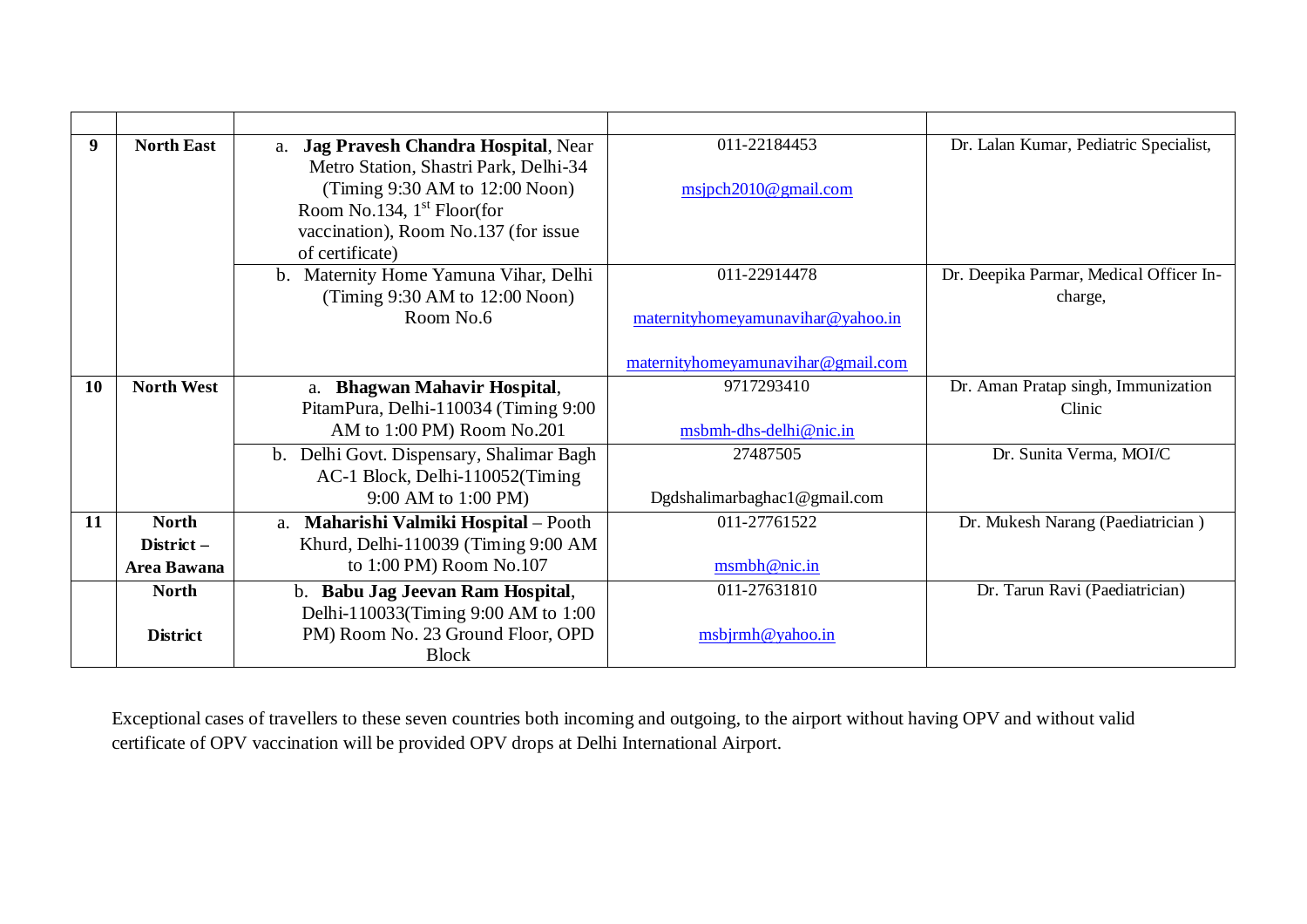| | | | | |
|---|---|---|---|---|
| **9** | **North East** | a. **Jag Pravesh Chandra Hospital**, Near Metro Station, Shastri Park, Delhi-34 (Timing 9:30 AM to 12:00 Noon) Room No.134, 1st Floor(for vaccination), Room No.137 (for issue of certificate) | 011-22184453<br><br>msjpch2010@gmail.com | Dr. Lalan Kumar, Pediatric Specialist, |
| | | b. Maternity Home Yamuna Vihar, Delhi (Timing 9:30 AM to 12:00 Noon) Room No.6 | 011-22914478<br><br>maternityhomeyamunavihar@yahoo.in<br><br>maternityhomeyamunavihar@gmail.com | Dr. Deepika Parmar, Medical Officer In-charge, |
| **10** | **North West** | a. **Bhagwan Mahavir Hospital**, PitamPura, Delhi-110034 (Timing 9:00 AM to 1:00 PM) Room No.201 | 9717293410<br><br>msbmh-dhs-delhi@nic.in | Dr. Aman Pratap singh, Immunization Clinic |
| | | b. Delhi Govt. Dispensary, Shalimar Bagh AC-1 Block, Delhi-110052(Timing 9:00 AM to 1:00 PM) | 27487505<br><br>Dgdshalimarbaghac1@gmail.com | Dr. Sunita Verma, MOI/C |
| **11** | **North District – Area Bawana** | a. **Maharishi Valmiki Hospital** – Pooth Khurd, Delhi-110039 (Timing 9:00 AM to 1:00 PM) Room No.107 | 011-27761522<br><br>msmbh@nic.in | Dr. Mukesh Narang (Paediatrician ) |
| | **North District** | b. **Babu Jag Jeevan Ram Hospital**, Delhi-110033(Timing 9:00 AM to 1:00 PM) Room No. 23 Ground Floor, OPD Block | 011-27631810<br><br>msbjrmh@yahoo.in | Dr. Tarun Ravi (Paediatrician) |

Exceptional cases of travellers to these seven countries both incoming and outgoing, to the airport without having OPV and without valid certificate of OPV vaccination will be provided OPV drops at Delhi International Airport.